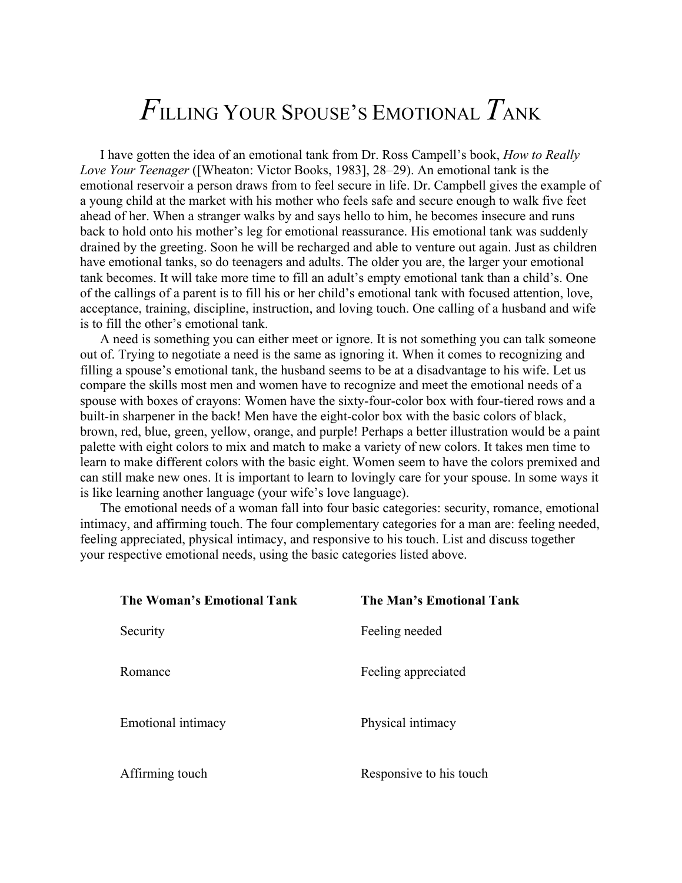# FILLING YOUR SPOUSE'S EMOTIONAL TANK

I have gotten the idea of an emotional tank from Dr. Ross Campell's book, *How to Really Love Your Teenager* ([Wheaton: Victor Books, 1983], 28–29). An emotional tank is the emotional reservoir a person draws from to feel secure in life. Dr. Campbell gives the example of a young child at the market with his mother who feels safe and secure enough to walk five feet ahead of her. When a stranger walks by and says hello to him, he becomes insecure and runs back to hold onto his mother's leg for emotional reassurance. His emotional tank was suddenly drained by the greeting. Soon he will be recharged and able to venture out again. Just as children have emotional tanks, so do teenagers and adults. The older you are, the larger your emotional tank becomes. It will take more time to fill an adult's empty emotional tank than a child's. One of the callings of a parent is to fill his or her child's emotional tank with focused attention, love, acceptance, training, discipline, instruction, and loving touch. One calling of a husband and wife is to fill the other's emotional tank.

A need is something you can either meet or ignore. It is not something you can talk someone out of. Trying to negotiate a need is the same as ignoring it. When it comes to recognizing and filling a spouse's emotional tank, the husband seems to be at a disadvantage to his wife. Let us compare the skills most men and women have to recognize and meet the emotional needs of a spouse with boxes of crayons: Women have the sixty-four-color box with four-tiered rows and a built-in sharpener in the back! Men have the eight-color box with the basic colors of black, brown, red, blue, green, yellow, orange, and purple! Perhaps a better illustration would be a paint palette with eight colors to mix and match to make a variety of new colors. It takes men time to learn to make different colors with the basic eight. Women seem to have the colors premixed and can still make new ones. It is important to learn to lovingly care for your spouse. In some ways it is like learning another language (your wife's love language).

The emotional needs of a woman fall into four basic categories: security, romance, emotional intimacy, and affirming touch. The four complementary categories for a man are: feeling needed, feeling appreciated, physical intimacy, and responsive to his touch. List and discuss together your respective emotional needs, using the basic categories listed above.

| **The Woman's Emotional Tank** | **The Man's Emotional Tank** |
|---|---|
| Security | Feeling needed |
| Romance | Feeling appreciated |
| Emotional intimacy | Physical intimacy |
| Affirming touch | Responsive to his touch |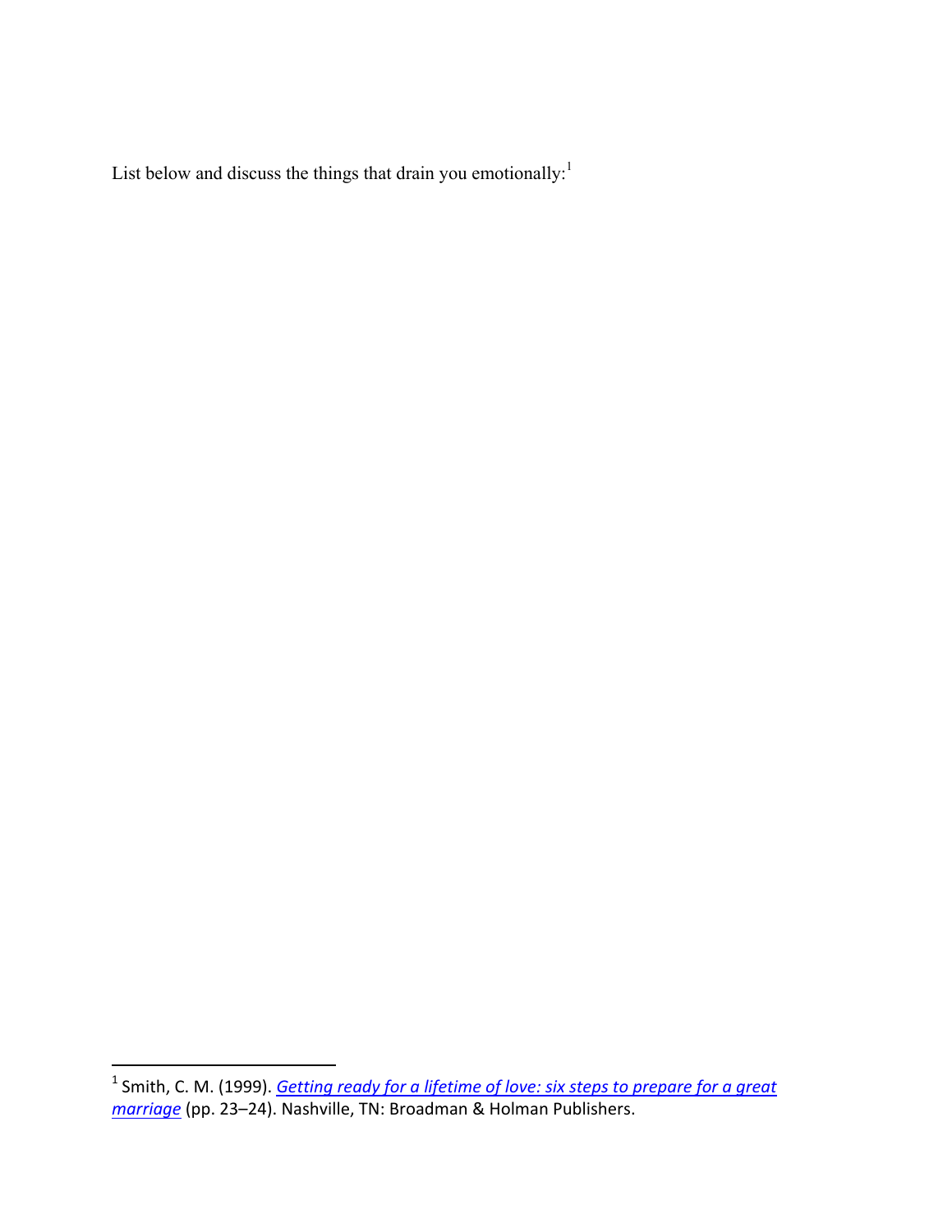List below and discuss the things that drain you emotionally:[1]

[1] Smith, C. M. (1999). *Getting ready for a lifetime of love: six steps to prepare for a great marriage* (pp. 23–24). Nashville, TN: Broadman & Holman Publishers.